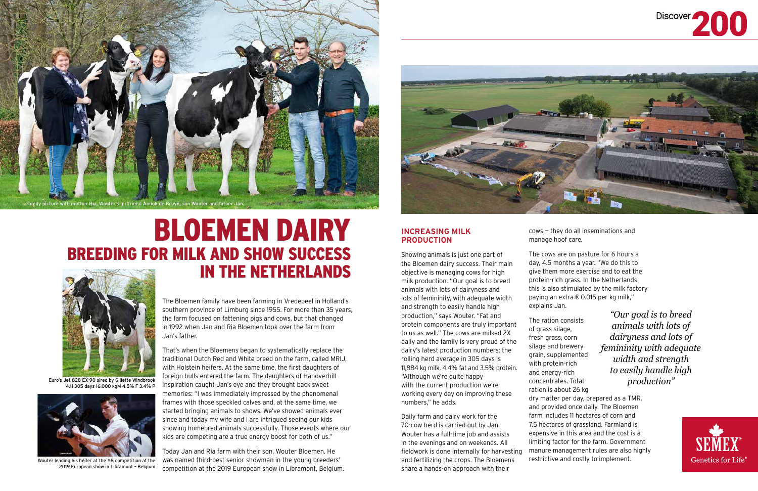Family picture with mother Ria, Wouter's girlfriend Anouk de Bruyn, son Wouter and father Jan.

# BLOEMEN DAIRY

## BREEDING FOR MILK AND SHOW SUCCESS IN THE NETHERLANDS

Euro's Jet 828 EX-90 sired by Gillette Windbrook
4.11 305 days 16.000 kgM 4.5% F 3.4% P

Wouter leading his heifer at the YB competition at the 2019 European show in Libramont – Belgium

The Bloemen family have been farming in Vredepeel in Holland's southern province of Limburg since 1955. For more than 35 years, the farm focused on fattening pigs and cows, but that changed in 1992 when Jan and Ria Bloemen took over the farm from Jan's father.

That's when the Bloemens began to systematically replace the traditional Dutch Red and White breed on the farm, called MRIJ, with Holstein heifers. At the same time, the first daughters of foreign bulls entered the farm. The daughters of Hanoverhill Inspiration caught Jan's eye and they brought back sweet memories: "I was immediately impressed by the phenomenal frames with those speckled calves and, at the same time, we started bringing animals to shows. We've showed animals ever since and today my wife and I are intrigued seeing our kids showing homebred animals successfully. Those events where our kids are competing are a true energy boost for both of us."

Today Jan and Ria farm with their son, Wouter Bloemen. He was named third-best senior showman in the young breeders' competition at the 2019 European show in Libramont, Belgium.

### INCREASING MILK PRODUCTION

Showing animals is just one part of the Bloemen dairy success. Their main objective is managing cows for high milk production. "Our goal is to breed animals with lots of dairyness and lots of femininity, with adequate width and strength to easily handle high production," says Wouter. "Fat and protein components are truly important to us as well." The cows are milked 2X daily and the family is very proud of the dairy's latest production numbers: the rolling herd average in 305 days is 11,884 kg milk, 4.4% fat and 3.5% protein. "Although we're quite happy with the current production we're working every day on improving these numbers," he adds.

Daily farm and dairy work for the 70-cow herd is carried out by Jan. Wouter has a full-time job and assists in the evenings and on weekends. All fieldwork is done internally for harvesting and fertilizing the crops. The Bloemens share a hands-on approach with their cows – they do all inseminations and manage hoof care.

The cows are on pasture for 6 hours a day, 4.5 months a year. "We do this to give them more exercise and to eat the protein-rich grass. In the Netherlands this is also stimulated by the milk factory paying an extra € 0.015 per kg milk," explains Jan.

*"Our goal is to breed animals with lots of dairyness and lots of femininity with adequate width and strength to easily handle high production"*

The ration consists of grass silage, fresh grass, corn silage and brewery grain, supplemented with protein-rich and energy-rich concentrates. Total ration is about 26 kg dry matter per day, prepared as a TMR, and provided once daily. The Bloemen farm includes 11 hectares of corn and 7.5 hectares of grassland. Farmland is expensive in this area and the cost is a limiting factor for the farm. Government manure management rules are also highly restrictive and costly to implement.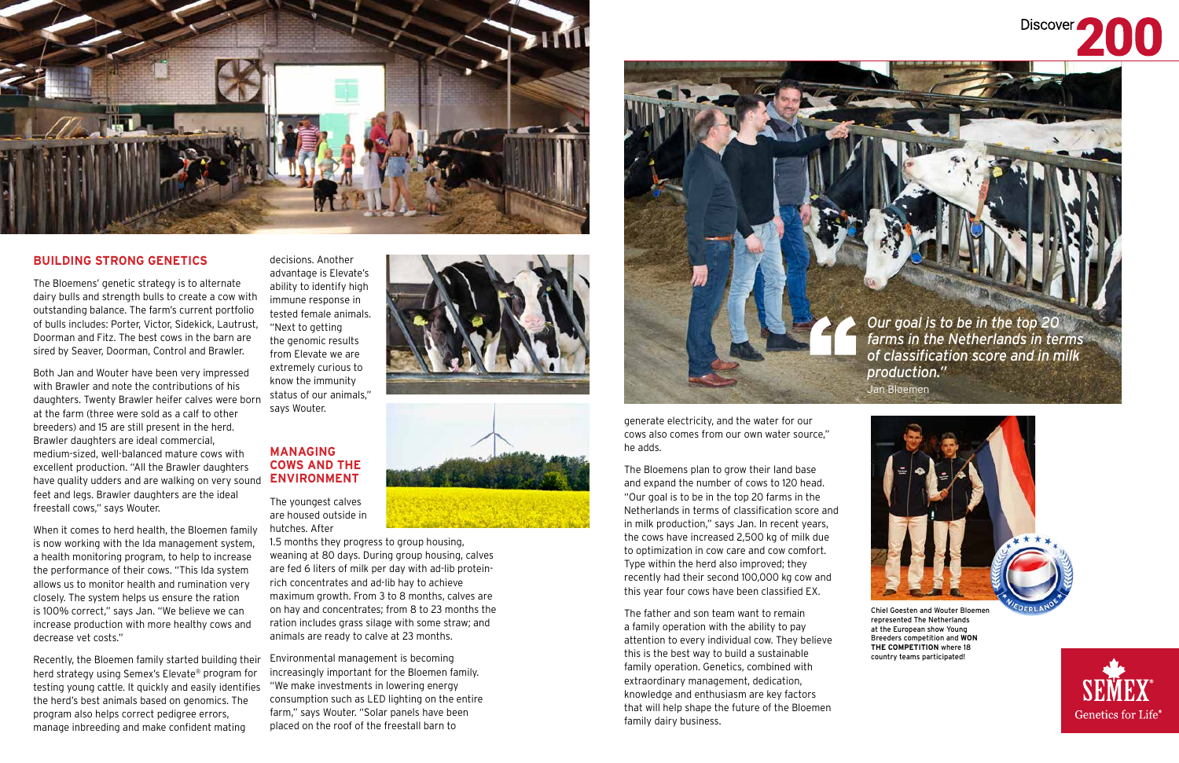## BUILDING STRONG GENETICS

The Bloemens' genetic strategy is to alternate dairy bulls and strength bulls to create a cow with outstanding balance. The farm's current portfolio of bulls includes: Porter, Victor, Sidekick, Lautrust, Doorman and Fitz. The best cows in the barn are sired by Seaver, Doorman, Control and Brawler.

Both Jan and Wouter have been very impressed with Brawler and note the contributions of his daughters. Twenty Brawler heifer calves were born at the farm (three were sold as a calf to other breeders) and 15 are still present in the herd. Brawler daughters are ideal commercial, medium-sized, well-balanced mature cows with excellent production. "All the Brawler daughters have quality udders and are walking on very sound feet and legs. Brawler daughters are the ideal freestall cows," says Wouter.

When it comes to herd health, the Bloemen family is now working with the Ida management system, a health monitoring program, to help to increase the performance of their cows. "This Ida system allows us to monitor health and rumination very closely. The system helps us ensure the ration is 100% correct," says Jan. "We believe we can increase production with more healthy cows and decrease vet costs."

Recently, the Bloemen family started building their herd strategy using Semex's Elevate® program for testing young cattle. It quickly and easily identifies the herd's best animals based on genomics. The program also helps correct pedigree errors, manage inbreeding and make confident mating decisions. Another advantage is Elevate's ability to identify high immune response in tested female animals. "Next to getting the genomic results from Elevate we are extremely curious to know the immunity status of our animals," says Wouter.

## MANAGING COWS AND THE ENVIRONMENT

The youngest calves are housed outside in hutches. After 1.5 months they progress to group housing, weaning at 80 days. During group housing, calves are fed 6 liters of milk per day with ad-lib protein-rich concentrates and ad-lib hay to achieve maximum growth. From 3 to 8 months, calves are on hay and concentrates; from 8 to 23 months the ration includes grass silage with some straw; and animals are ready to calve at 23 months.

Environmental management is becoming increasingly important for the Bloemen family. "We make investments in lowering energy consumption such as LED lighting on the entire farm," says Wouter. "Solar panels have been placed on the roof of the freestall barn to generate electricity, and the water for our cows also comes from our own water source," he adds.

*"Our goal is to be in the top 20 farms in the Netherlands in terms of classification score and in milk production."*
Jan Bloemen

The Bloemens plan to grow their land base and expand the number of cows to 120 head. "Our goal is to be in the top 20 farms in the Netherlands in terms of classification score and in milk production," says Jan. In recent years, the cows have increased 2,500 kg of milk due to optimization in cow care and cow comfort. Type within the herd also improved; they recently had their second 100,000 kg cow and this year four cows have been classified EX.

The father and son team want to remain a family operation with the ability to pay attention to every individual cow. They believe this is the best way to build a sustainable family operation. Genetics, combined with extraordinary management, dedication, knowledge and enthusiasm are key factors that will help shape the future of the Bloemen family dairy business.

Chiel Goesten and Wouter Bloemen represented The Netherlands at the European show Young Breeders competition and **WON THE COMPETITION** where 18 country teams participated!